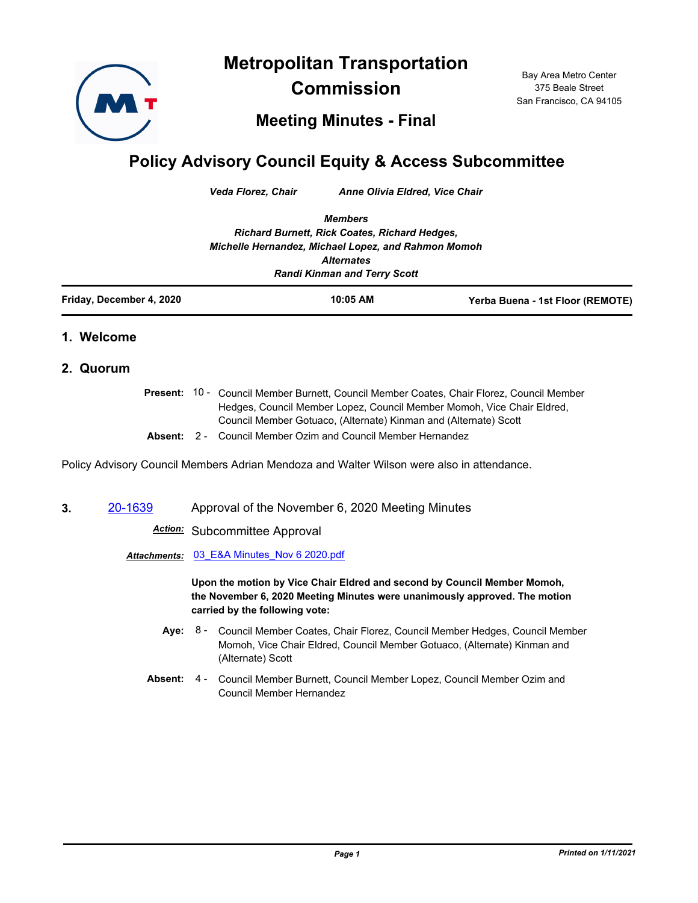# Metropolitan Transportation Commission

## Meeting Minutes - Final

Bay Area Metro Center
375 Beale Street
San Francisco, CA 94105

# Policy Advisory Council Equity & Access Subcommittee

*Veda Florez, Chair*    *Anne Olivia Eldred, Vice Chair*

*Members*
*Richard Burnett, Rick Coates, Richard Hedges,*
*Michelle Hernandez, Michael Lopez, and Rahmon Momoh*
*Alternates*
*Randi Kinman and Terry Scott*

| Friday, December 4, 2020 | 10:05 AM | Yerba Buena - 1st Floor (REMOTE) |
|---|---|---|

## 1. Welcome

## 2. Quorum

**Present:** 10 - Council Member Burnett, Council Member Coates, Chair Florez, Council Member Hedges, Council Member Lopez, Council Member Momoh, Vice Chair Eldred, Council Member Gotuaco, (Alternate) Kinman and (Alternate) Scott

**Absent:** 2 - Council Member Ozim and Council Member Hernandez

Policy Advisory Council Members Adrian Mendoza and Walter Wilson were also in attendance.

**3.** 20-1639 Approval of the November 6, 2020 Meeting Minutes

***Action:*** Subcommittee Approval

***Attachments:*** 03_E&A Minutes_Nov 6 2020.pdf

**Upon the motion by Vice Chair Eldred and second by Council Member Momoh, the November 6, 2020 Meeting Minutes were unanimously approved. The motion carried by the following vote:**

**Aye:** 8 - Council Member Coates, Chair Florez, Council Member Hedges, Council Member Momoh, Vice Chair Eldred, Council Member Gotuaco, (Alternate) Kinman and (Alternate) Scott

**Absent:** 4 - Council Member Burnett, Council Member Lopez, Council Member Ozim and Council Member Hernandez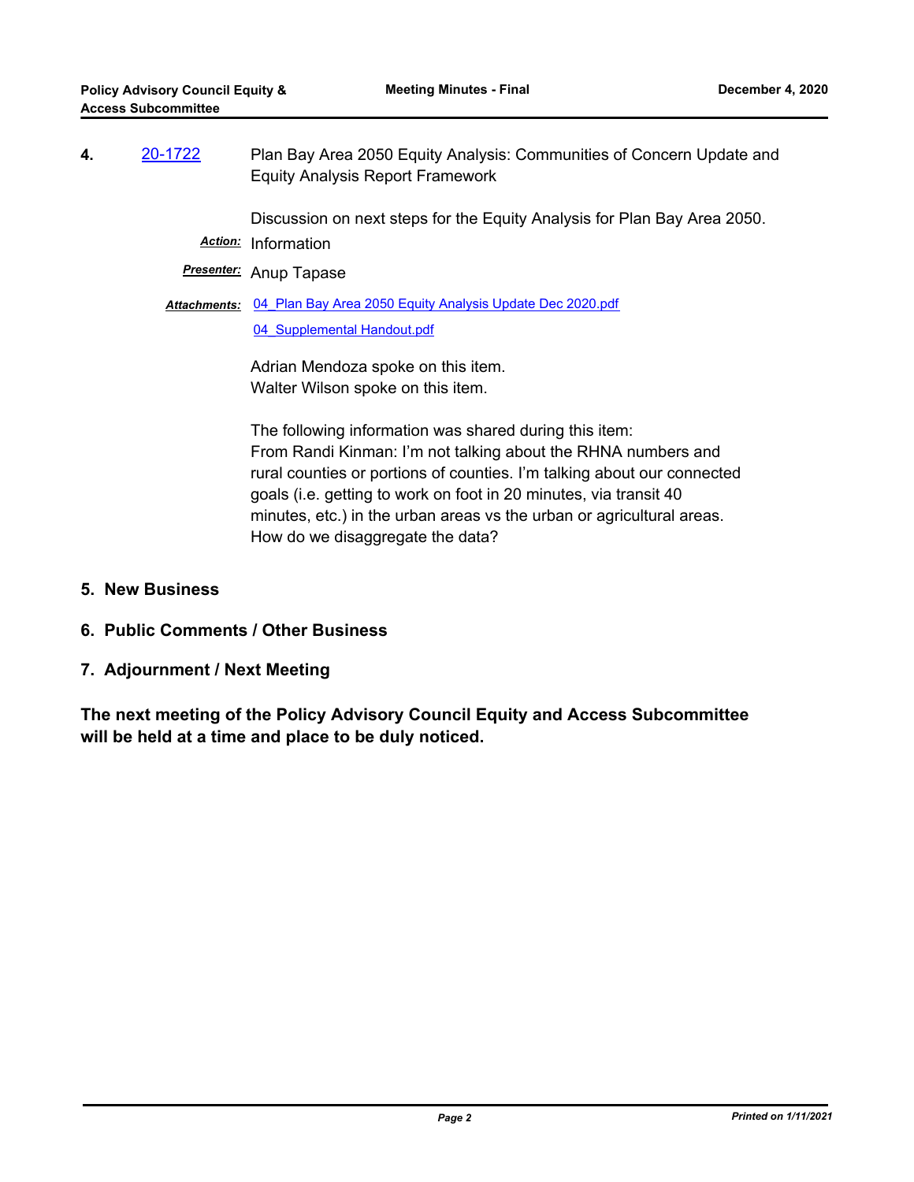**4.** 20-1722 Plan Bay Area 2050 Equity Analysis: Communities of Concern Update and Equity Analysis Report Framework

Discussion on next steps for the Equity Analysis for Plan Bay Area 2050.

***Action:*** Information

***Presenter:*** Anup Tapase

***Attachments:*** 04_Plan Bay Area 2050 Equity Analysis Update Dec 2020.pdf
04_Supplemental Handout.pdf

Adrian Mendoza spoke on this item.
Walter Wilson spoke on this item.

The following information was shared during this item:
From Randi Kinman: I'm not talking about the RHNA numbers and rural counties or portions of counties. I'm talking about our connected goals (i.e. getting to work on foot in 20 minutes, via transit 40 minutes, etc.) in the urban areas vs the urban or agricultural areas. How do we disaggregate the data?

## 5. New Business

## 6. Public Comments / Other Business

## 7. Adjournment / Next Meeting

**The next meeting of the Policy Advisory Council Equity and Access Subcommittee will be held at a time and place to be duly noticed.**